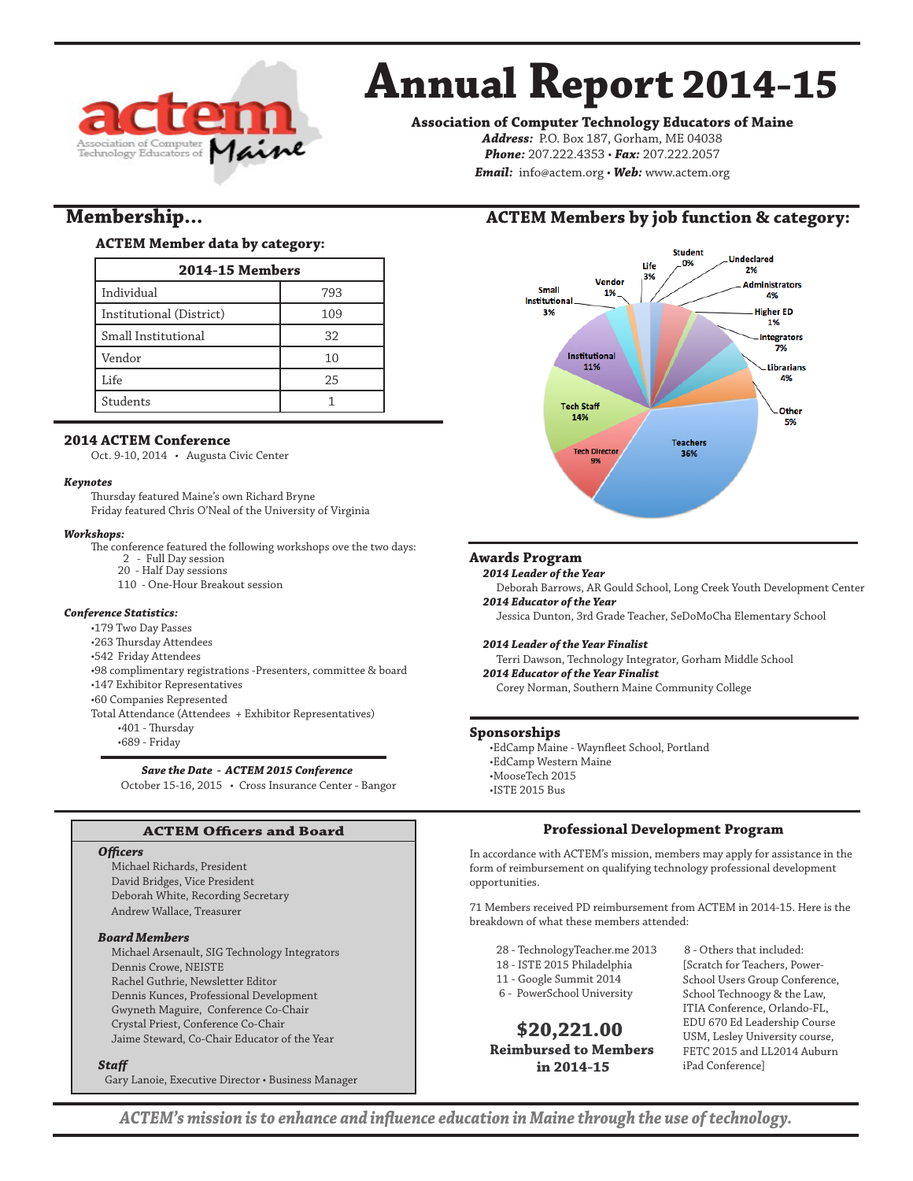# Annual Report 2014-15

**Association of Computer Technology Educators of Maine**

***Address:*** P.O. Box 187, Gorham, ME 04038
***Phone:*** 207.222.4353 • ***Fax:*** 207.222.2057
***Email:*** info@actem.org • ***Web:*** www.actem.org

## Membership...

### ACTEM Member data by category:

| 2014-15 Members | |
|---|---|
| Individual | 793 |
| Institutional (District) | 109 |
| Small Institutional | 32 |
| Vendor | 10 |
| Life | 25 |
| Students | 1 |

### ACTEM Members by job function & category:

Student 0%, Undeclared 2%, Administrators 4%, Higher ED 1%, Integrators 7%, Librarians 4%, Other 5%, Teachers 36%, Tech Director 9%, Tech Staff 14%, Institutional 11%, Small Institutional 3%, Vendor 1%, Life 3%

### 2014 ACTEM Conference

Oct. 9-10, 2014 • Augusta Civic Center

***Keynotes***

Thursday featured Maine's own Richard Bryne
Friday featured Chris O'Neal of the University of Virginia

***Workshops:***

The conference featured the following workshops ove the two days:

- 2 - Full Day session
- 20 - Half Day sessions
- 110 - One-Hour Breakout session

***Conference Statistics:***

- 179 Two Day Passes
- 263 Thursday Attendees
- 542 Friday Attendees
- 98 complimentary registrations -Presenters, committee & board
- 147 Exhibitor Representatives
- 60 Companies Represented

Total Attendance (Attendees + Exhibitor Representatives)

- 401 - Thursday
- 689 - Friday

***Save the Date - ACTEM 2015 Conference***
October 15-16, 2015 • Cross Insurance Center - Bangor

### Awards Program

***2014 Leader of the Year***
Deborah Barrows, AR Gould School, Long Creek Youth Development Center

***2014 Educator of the Year***
Jessica Dunton, 3rd Grade Teacher, SeDoMoCha Elementary School

***2014 Leader of the Year Finalist***
Terri Dawson, Technology Integrator, Gorham Middle School

***2014 Educator of the Year Finalist***
Corey Norman, Southern Maine Community College

### Sponsorships

- EdCamp Maine - Waynfleet School, Portland
- EdCamp Western Maine
- MooseTech 2015
- ISTE 2015 Bus

### ACTEM Officers and Board

***Officers***

Michael Richards, President
David Bridges, Vice President
Deborah White, Recording Secretary
Andrew Wallace, Treasurer

***Board Members***

Michael Arsenault, SIG Technology Integrators
Dennis Crowe, NEISTE
Rachel Guthrie, Newsletter Editor
Dennis Kunces, Professional Development
Gwyneth Maguire, Conference Co-Chair
Crystal Priest, Conference Co-Chair
Jaime Steward, Co-Chair Educator of the Year

***Staff***

Gary Lanoie, Executive Director • Business Manager

### Professional Development Program

In accordance with ACTEM's mission, members may apply for assistance in the form of reimbursement on qualifying technology professional development opportunities.

71 Members received PD reimbursement from ACTEM in 2014-15. Here is the breakdown of what these members attended:

- 28 - TechnologyTeacher.me 2013
- 18 - ISTE 2015 Philadelphia
- 11 - Google Summit 2014
- 6 - PowerSchool University
- 8 - Others that included: [Scratch for Teachers, Power-School Users Group Conference, School Technoogy & the Law, ITIA Conference, Orlando-FL, EDU 670 Ed Leadership Course USM, Lesley University course, FETC 2015 and LL2014 Auburn iPad Conference]

**$20,221.00**
**Reimbursed to Members in 2014-15**

***ACTEM's mission is to enhance and influence education in Maine through the use of technology.***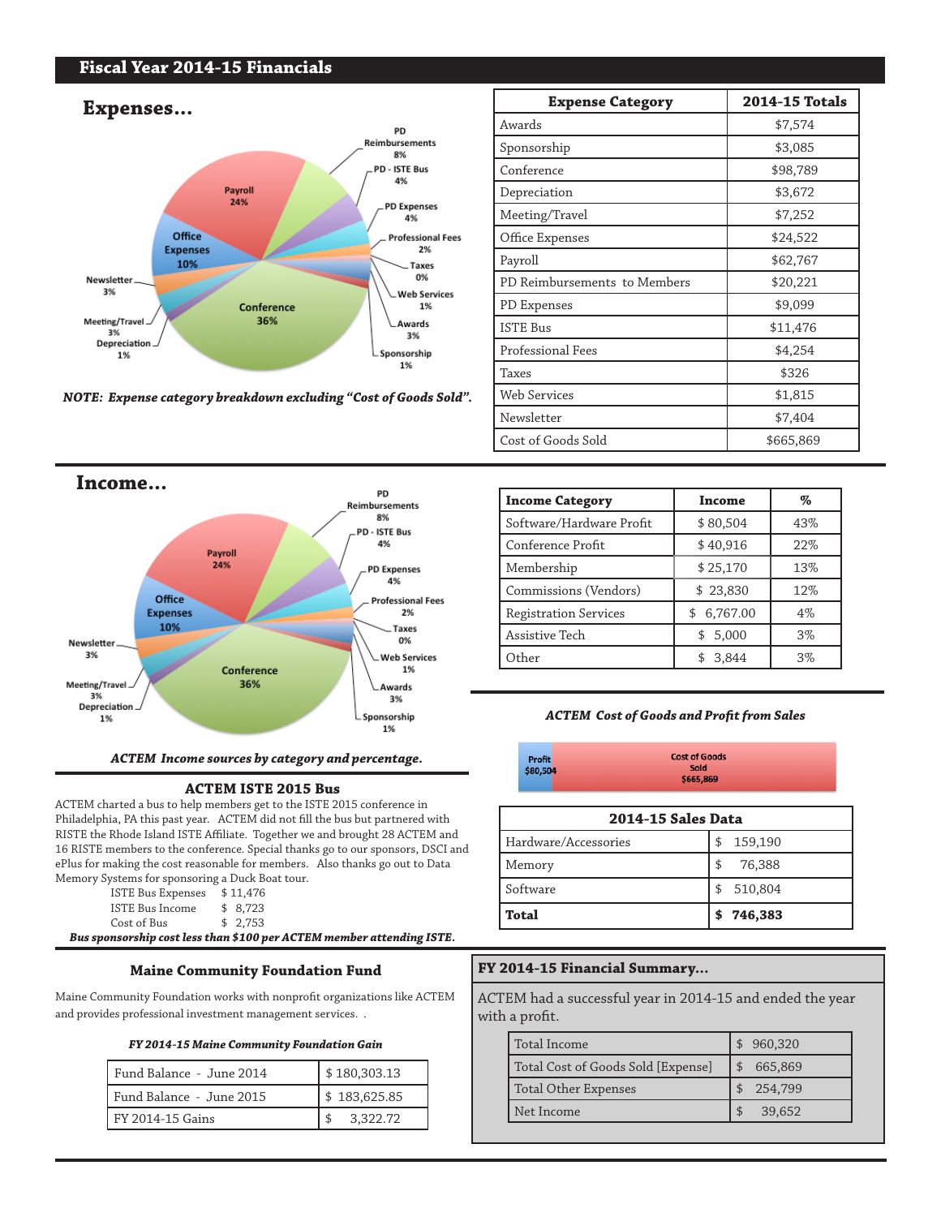## Fiscal Year 2014-15 Financials

### Expenses...

PD Reimbursements 8%
PD - ISTE Bus 4%
PD Expenses 4%
Professional Fees 2%
Taxes 0%
Web Services 1%
Awards 3%
Sponsorship 1%
Conference 36%
Depreciation 1%
Meeting/Travel 3%
Newsletter 3%
Office Expenses 10%
Payroll 24%

***NOTE: Expense category breakdown excluding "Cost of Goods Sold".***

| Expense Category | 2014-15 Totals |
|---|---|
| Awards | $7,574 |
| Sponsorship | $3,085 |
| Conference | $98,789 |
| Depreciation | $3,672 |
| Meeting/Travel | $7,252 |
| Office Expenses | $24,522 |
| Payroll | $62,767 |
| PD Reimbursements to Members | $20,221 |
| PD Expenses | $9,099 |
| ISTE Bus | $11,476 |
| Professional Fees | $4,254 |
| Taxes | $326 |
| Web Services | $1,815 |
| Newsletter | $7,404 |
| Cost of Goods Sold | $665,869 |

### Income...

PD Reimbursements 8%
PD - ISTE Bus 4%
PD Expenses 4%
Professional Fees 2%
Taxes 0%
Web Services 1%
Awards 3%
Sponsorship 1%
Conference 36%
Depreciation 1%
Meeting/Travel 3%
Newsletter 3%
Office Expenses 10%
Payroll 24%

***ACTEM Income sources by category and percentage.***

| Income Category | Income | % |
|---|---|---|
| Software/Hardware Profit | $ 80,504 | 43% |
| Conference Profit | $ 40,916 | 22% |
| Membership | $ 25,170 | 13% |
| Commissions (Vendors) | $ 23,830 | 12% |
| Registration Services | $ 6,767.00 | 4% |
| Assistive Tech | $ 5,000 | 3% |
| Other | $ 3,844 | 3% |

***ACTEM Cost of Goods and Profit from Sales***

Profit $80,504
Cost of Goods Sold $665,869

| 2014-15 Sales Data | |
|---|---|
| Hardware/Accessories | $ 159,190 |
| Memory | $ 76,388 |
| Software | $ 510,804 |
| **Total** | **$ 746,383** |

### ACTEM ISTE 2015 Bus

ACTEM charted a bus to help members get to the ISTE 2015 conference in Philadelphia, PA this past year. ACTEM did not fill the bus but partnered with RISTE the Rhode Island ISTE Affiliate. Together we and brought 28 ACTEM and 16 RISTE members to the conference. Special thanks go to our sponsors, DSCI and ePlus for making the cost reasonable for members. Also thanks go out to Data Memory Systems for sponsoring a Duck Boat tour.

| | |
|---|---|
| ISTE Bus Expenses | $ 11,476 |
| ISTE Bus Income | $ 8,723 |
| Cost of Bus | $ 2,753 |

***Bus sponsorship cost less than $100 per ACTEM member attending ISTE.***

### Maine Community Foundation Fund

Maine Community Foundation works with nonprofit organizations like ACTEM and provides professional investment management services. .

***FY 2014-15 Maine Community Foundation Gain***

| | |
|---|---|
| Fund Balance - June 2014 | $ 180,303.13 |
| Fund Balance - June 2015 | $ 183,625.85 |
| FY 2014-15 Gains | $ 3,322.72 |

### FY 2014-15 Financial Summary...

ACTEM had a successful year in 2014-15 and ended the year with a profit.

| | |
|---|---|
| Total Income | $ 960,320 |
| Total Cost of Goods Sold [Expense] | $ 665,869 |
| Total Other Expenses | $ 254,799 |
| Net Income | $ 39,652 |